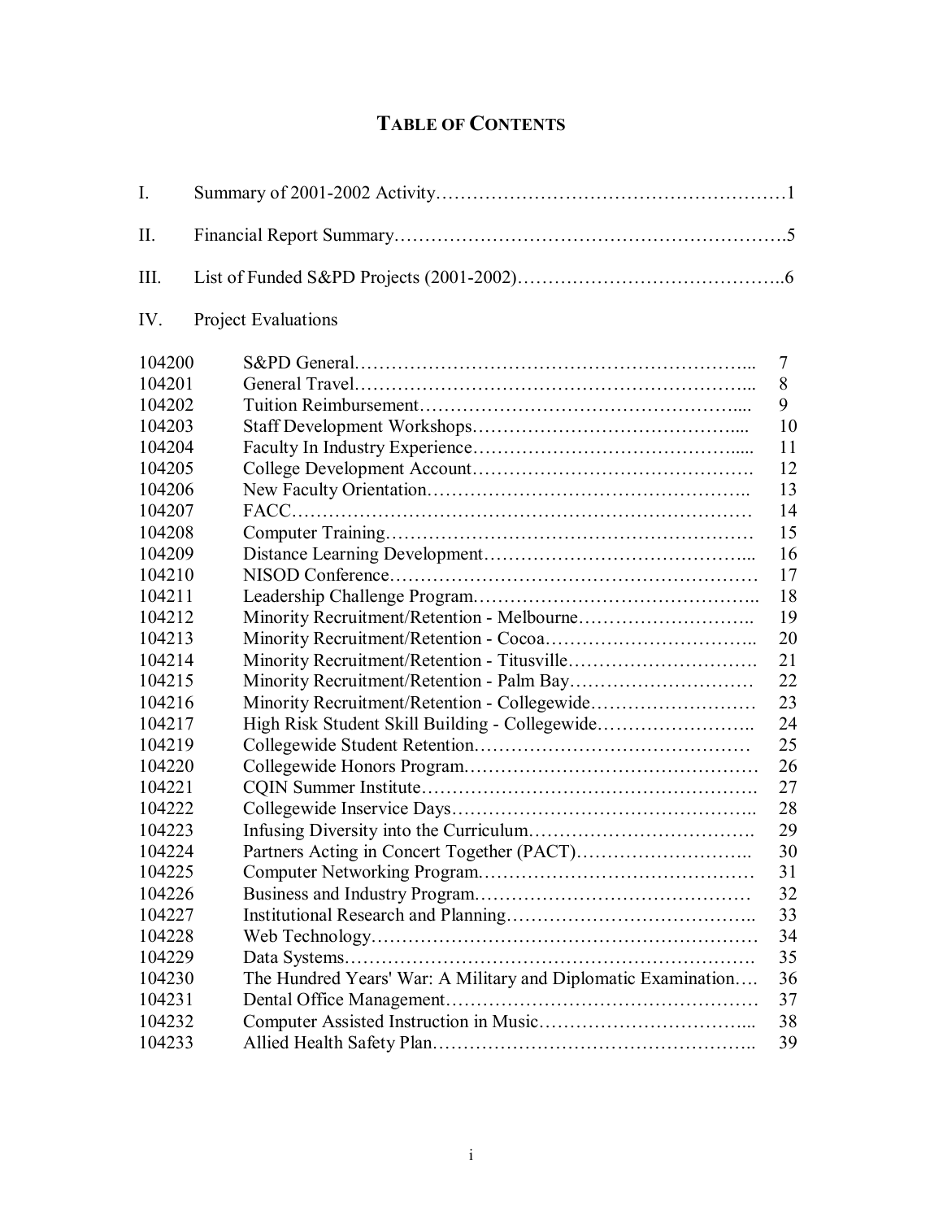# TABLE OF CONTENTS

| | | |
|---|---|---|
| I. | Summary of 2001-2002 Activity | 1 |
| II. | Financial Report Summary | 5 |
| III. | List of Funded S&PD Projects (2001-2002) | 6 |
| IV. | Project Evaluations | |

| | | |
|---|---|---|
| 104200 | S&PD General | 7 |
| 104201 | General Travel | 8 |
| 104202 | Tuition Reimbursement | 9 |
| 104203 | Staff Development Workshops | 10 |
| 104204 | Faculty In Industry Experience | 11 |
| 104205 | College Development Account | 12 |
| 104206 | New Faculty Orientation | 13 |
| 104207 | FACC | 14 |
| 104208 | Computer Training | 15 |
| 104209 | Distance Learning Development | 16 |
| 104210 | NISOD Conference | 17 |
| 104211 | Leadership Challenge Program | 18 |
| 104212 | Minority Recruitment/Retention - Melbourne | 19 |
| 104213 | Minority Recruitment/Retention - Cocoa | 20 |
| 104214 | Minority Recruitment/Retention - Titusville | 21 |
| 104215 | Minority Recruitment/Retention - Palm Bay | 22 |
| 104216 | Minority Recruitment/Retention - Collegewide | 23 |
| 104217 | High Risk Student Skill Building - Collegewide | 24 |
| 104219 | Collegewide Student Retention | 25 |
| 104220 | Collegewide Honors Program | 26 |
| 104221 | CQIN Summer Institute | 27 |
| 104222 | Collegewide Inservice Days | 28 |
| 104223 | Infusing Diversity into the Curriculum | 29 |
| 104224 | Partners Acting in Concert Together (PACT) | 30 |
| 104225 | Computer Networking Program | 31 |
| 104226 | Business and Industry Program | 32 |
| 104227 | Institutional Research and Planning | 33 |
| 104228 | Web Technology | 34 |
| 104229 | Data Systems | 35 |
| 104230 | The Hundred Years' War: A Military and Diplomatic Examination | 36 |
| 104231 | Dental Office Management | 37 |
| 104232 | Computer Assisted Instruction in Music | 38 |
| 104233 | Allied Health Safety Plan | 39 |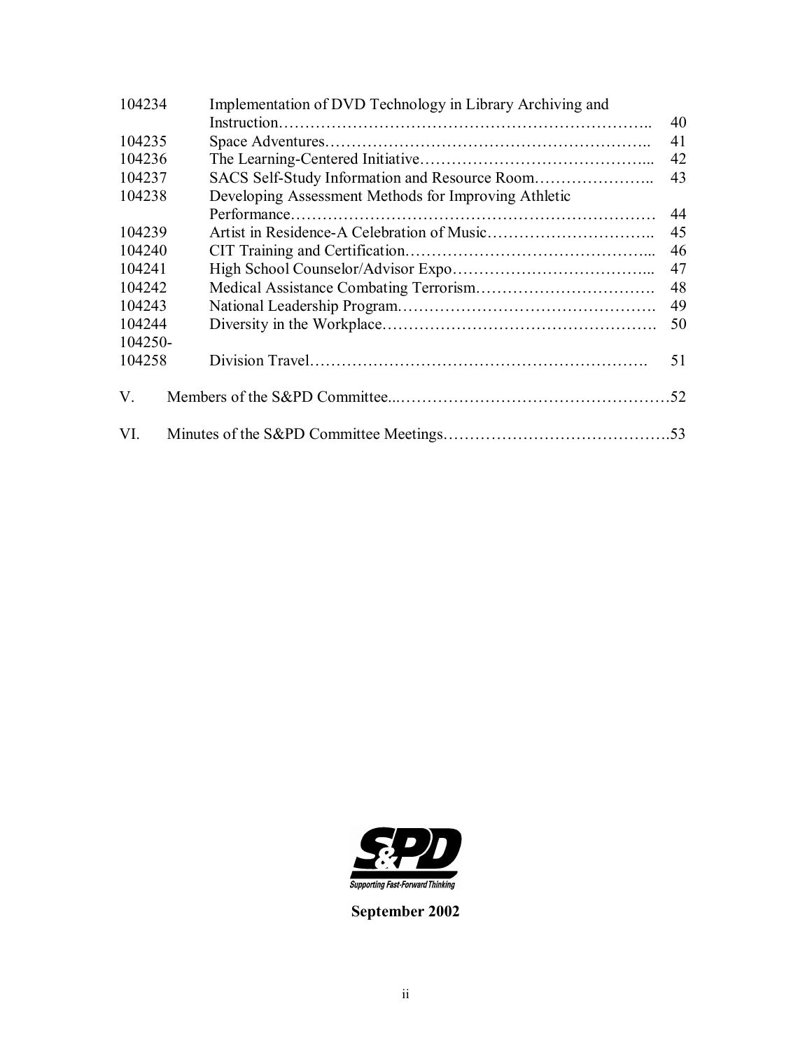| | | |
|---|---|---|
| 104234 | Implementation of DVD Technology in Library Archiving and Instruction | 40 |
| 104235 | Space Adventures | 41 |
| 104236 | The Learning-Centered Initiative | 42 |
| 104237 | SACS Self-Study Information and Resource Room | 43 |
| 104238 | Developing Assessment Methods for Improving Athletic Performance | 44 |
| 104239 | Artist in Residence-A Celebration of Music | 45 |
| 104240 | CIT Training and Certification | 46 |
| 104241 | High School Counselor/Advisor Expo | 47 |
| 104242 | Medical Assistance Combating Terrorism | 48 |
| 104243 | National Leadership Program | 49 |
| 104244 | Diversity in the Workplace | 50 |
| 104250-104258 | Division Travel | 51 |

V. Members of the S&PD Committee....52

VI. Minutes of the S&PD Committee Meetings....53

S&PD
Supporting Fast-Forward Thinking

**September 2002**